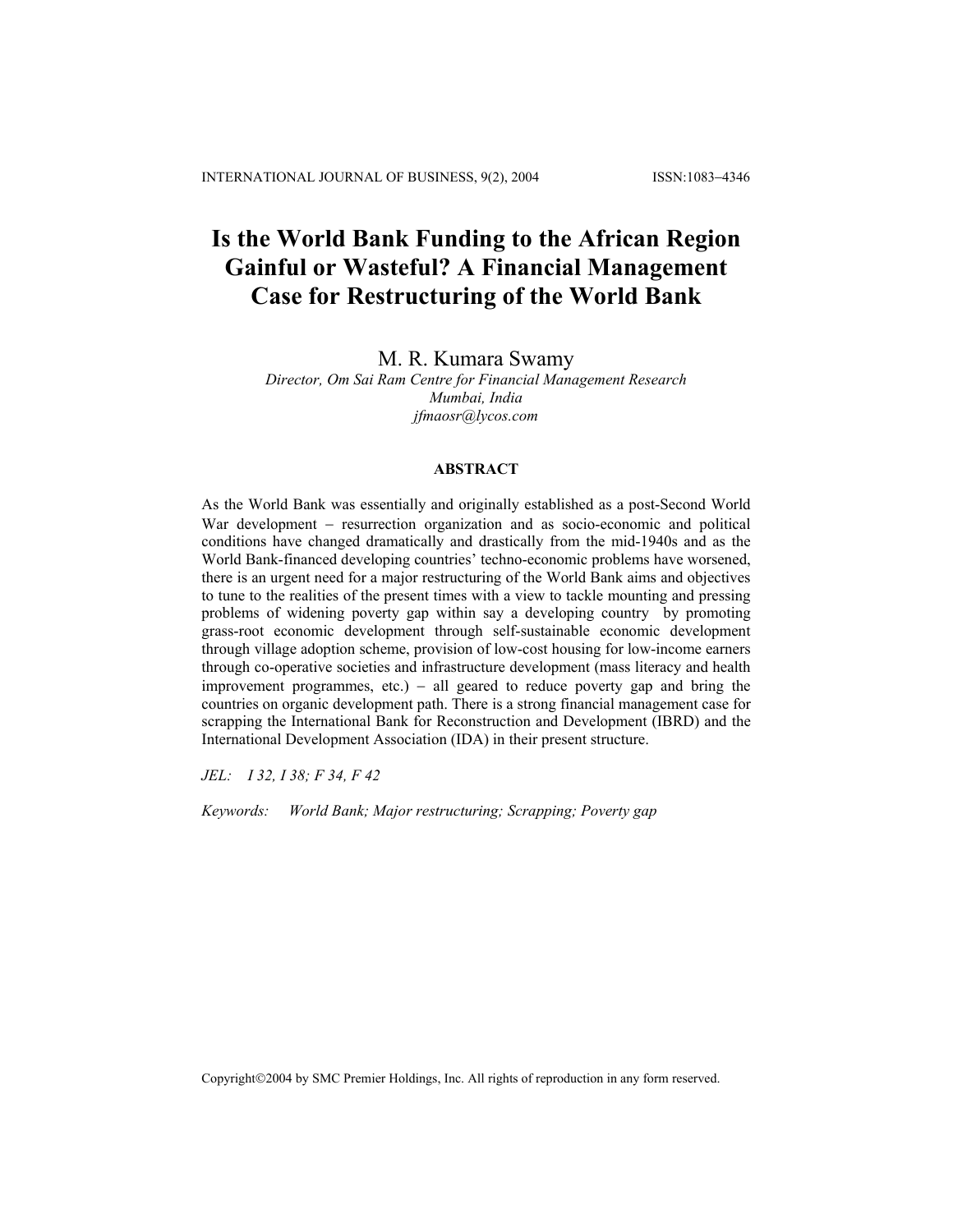# Is the World Bank Funding to the African Region Gainful or Wasteful? A Financial Management Case for Restructuring of the World Bank

M. R. Kumara Swamy

*Director, Om Sai Ram Centre for Financial Management Research*
*Mumbai, India*
*jfmaosr@lycos.com*

## ABSTRACT

As the World Bank was essentially and originally established as a post-Second World War development – resurrection organization and as socio-economic and political conditions have changed dramatically and drastically from the mid-1940s and as the World Bank-financed developing countries' techno-economic problems have worsened, there is an urgent need for a major restructuring of the World Bank aims and objectives to tune to the realities of the present times with a view to tackle mounting and pressing problems of widening poverty gap within say a developing country by promoting grass-root economic development through self-sustainable economic development through village adoption scheme, provision of low-cost housing for low-income earners through co-operative societies and infrastructure development (mass literacy and health improvement programmes, etc.) – all geared to reduce poverty gap and bring the countries on organic development path. There is a strong financial management case for scrapping the International Bank for Reconstruction and Development (IBRD) and the International Development Association (IDA) in their present structure.

*JEL:* *I 32, I 38; F 34, F 42*

*Keywords:* *World Bank; Major restructuring; Scrapping; Poverty gap*

Copyright©2004 by SMC Premier Holdings, Inc. All rights of reproduction in any form reserved.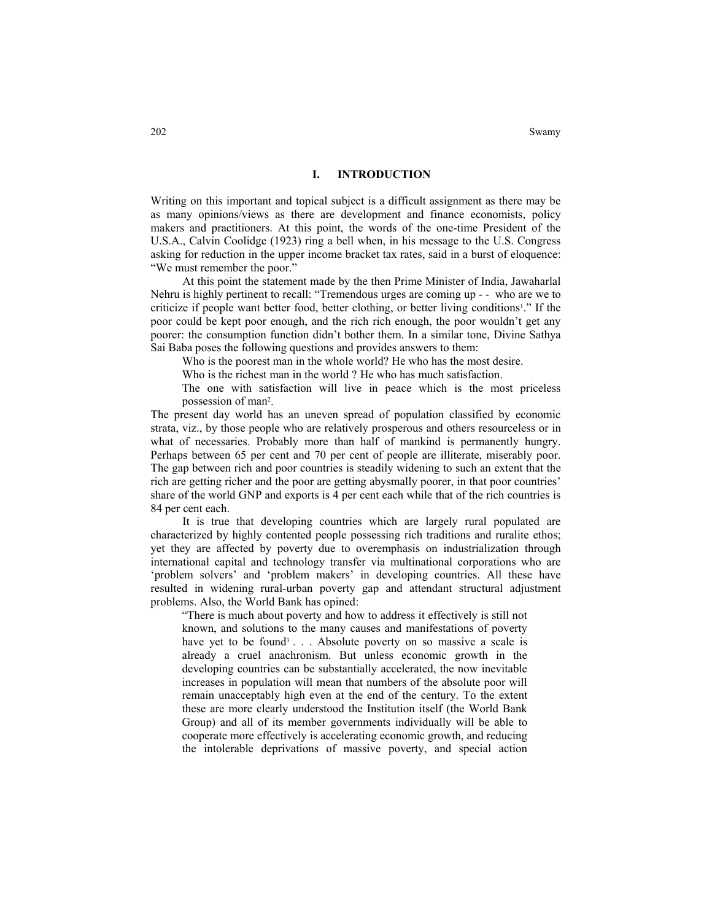## I. INTRODUCTION

Writing on this important and topical subject is a difficult assignment as there may be as many opinions/views as there are development and finance economists, policy makers and practitioners. At this point, the words of the one-time President of the U.S.A., Calvin Coolidge (1923) ring a bell when, in his message to the U.S. Congress asking for reduction in the upper income bracket tax rates, said in a burst of eloquence: "We must remember the poor."

At this point the statement made by the then Prime Minister of India, Jawaharlal Nehru is highly pertinent to recall: "Tremendous urges are coming up - - who are we to criticize if people want better food, better clothing, or better living conditions[1]." If the poor could be kept poor enough, and the rich rich enough, the poor wouldn't get any poorer: the consumption function didn't bother them. In a similar tone, Divine Sathya Sai Baba poses the following questions and provides answers to them:

> Who is the poorest man in the whole world? He who has the most desire.
>
> Who is the richest man in the world ? He who has much satisfaction.
>
> The one with satisfaction will live in peace which is the most priceless possession of man[2].

The present day world has an uneven spread of population classified by economic strata, viz., by those people who are relatively prosperous and others resourceless or in what of necessaries. Probably more than half of mankind is permanently hungry. Perhaps between 65 per cent and 70 per cent of people are illiterate, miserably poor. The gap between rich and poor countries is steadily widening to such an extent that the rich are getting richer and the poor are getting abysmally poorer, in that poor countries' share of the world GNP and exports is 4 per cent each while that of the rich countries is 84 per cent each.

It is true that developing countries which are largely rural populated are characterized by highly contented people possessing rich traditions and ruralite ethos; yet they are affected by poverty due to overemphasis on industrialization through international capital and technology transfer via multinational corporations who are 'problem solvers' and 'problem makers' in developing countries. All these have resulted in widening rural-urban poverty gap and attendant structural adjustment problems. Also, the World Bank has opined:

> "There is much about poverty and how to address it effectively is still not known, and solutions to the many causes and manifestations of poverty have yet to be found[3] . . . Absolute poverty on so massive a scale is already a cruel anachronism. But unless economic growth in the developing countries can be substantially accelerated, the now inevitable increases in population will mean that numbers of the absolute poor will remain unacceptably high even at the end of the century. To the extent these are more clearly understood the Institution itself (the World Bank Group) and all of its member governments individually will be able to cooperate more effectively is accelerating economic growth, and reducing the intolerable deprivations of massive poverty, and special action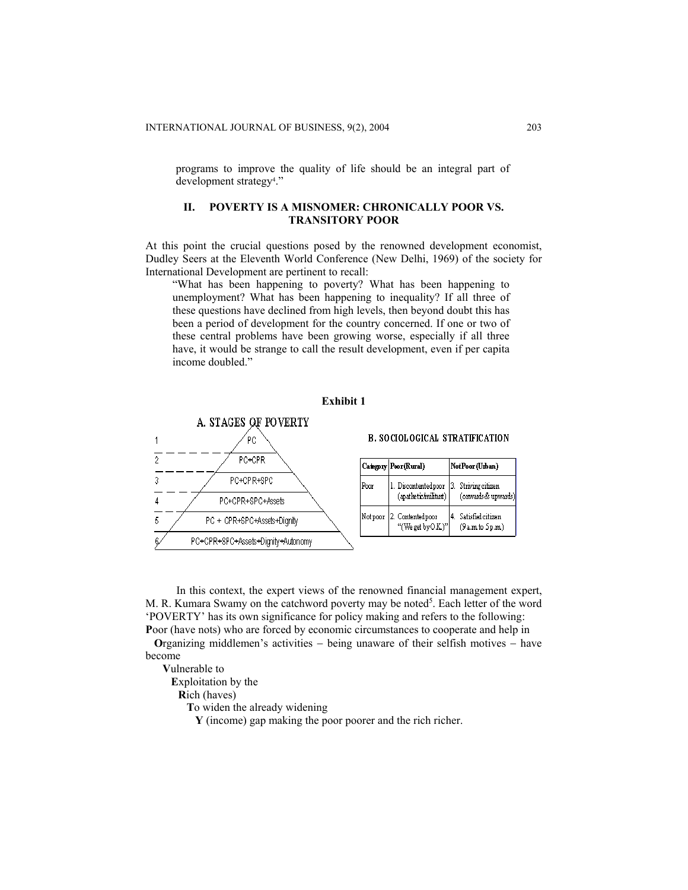programs to improve the quality of life should be an integral part of development strategy[4]."

## II. POVERTY IS A MISNOMER: CHRONICALLY POOR VS. TRANSITORY POOR

At this point the crucial questions posed by the renowned development economist, Dudley Seers at the Eleventh World Conference (New Delhi, 1969) of the society for International Development are pertinent to recall:

> "What has been happening to poverty? What has been happening to unemployment? What has been happening to inequality? If all three of these questions have declined from high levels, then beyond doubt this has been a period of development for the country concerned. If one or two of these central problems have been growing worse, especially if all three have, it would be strange to call the result development, even if per capita income doubled."

**Exhibit 1**

A. STAGES OF POVERTY

| Stage | |
|---|---|
| 1 | PC |
| 2 | PC+CPR |
| 3 | PC+CPR+SPC |
| 4 | PC+CPR+SPC+Assets |
| 5 | PC + CPR+SPC+Assets+Dignity |
| 6 | PC+CPR+SPC+Assets+Dignity+Autonomy |

B. SOCIOLOGICAL STRATIFICATION

| Category | Poor (Rural) | Not Poor (Urban) |
|---|---|---|
| Poor | 1. Discontented poor (apathetic/militant) | 3. Striving citizen (onwards & upwards) |
| Not poor | 2. Contented poor "(We get by O.K.)" | 4. Satisfied citizen (9 a.m to 5 p.m.) |

In this context, the expert views of the renowned financial management expert, M. R. Kumara Swamy on the catchword poverty may be noted[5]. Each letter of the word 'POVERTY' has its own significance for policy making and refers to the following:

**P**oor (have nots) who are forced by economic circumstances to cooperate and help in
**O**rganizing middlemen's activities – being unaware of their selfish motives – have become
**V**ulnerable to
**E**xploitation by the
**R**ich (haves)
**T**o widen the already widening
**Y** (income) gap making the poor poorer and the rich richer.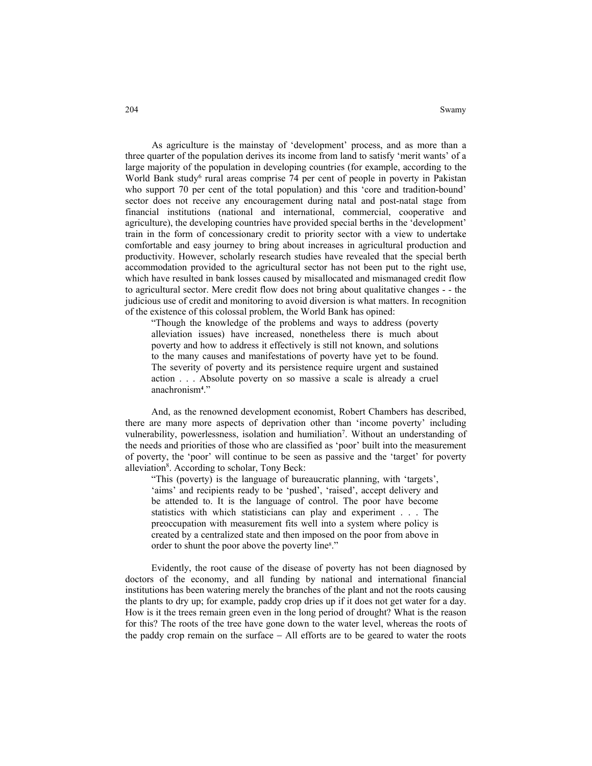As agriculture is the mainstay of 'development' process, and as more than a three quarter of the population derives its income from land to satisfy 'merit wants' of a large majority of the population in developing countries (for example, according to the World Bank study[6] rural areas comprise 74 per cent of people in poverty in Pakistan who support 70 per cent of the total population) and this 'core and tradition-bound' sector does not receive any encouragement during natal and post-natal stage from financial institutions (national and international, commercial, cooperative and agriculture), the developing countries have provided special berths in the 'development' train in the form of concessionary credit to priority sector with a view to undertake comfortable and easy journey to bring about increases in agricultural production and productivity. However, scholarly research studies have revealed that the special berth accommodation provided to the agricultural sector has not been put to the right use, which have resulted in bank losses caused by misallocated and mismanaged credit flow to agricultural sector. Mere credit flow does not bring about qualitative changes - - the judicious use of credit and monitoring to avoid diversion is what matters. In recognition of the existence of this colossal problem, the World Bank has opined:

> "Though the knowledge of the problems and ways to address (poverty alleviation issues) have increased, nonetheless there is much about poverty and how to address it effectively is still not known, and solutions to the many causes and manifestations of poverty have yet to be found. The severity of poverty and its persistence require urgent and sustained action . . . Absolute poverty on so massive a scale is already a cruel anachronism[4]."

And, as the renowned development economist, Robert Chambers has described, there are many more aspects of deprivation other than 'income poverty' including vulnerability, powerlessness, isolation and humiliation[7]. Without an understanding of the needs and priorities of those who are classified as 'poor' built into the measurement of poverty, the 'poor' will continue to be seen as passive and the 'target' for poverty alleviation[8]. According to scholar, Tony Beck:

> "This (poverty) is the language of bureaucratic planning, with 'targets', 'aims' and recipients ready to be 'pushed', 'raised', accept delivery and be attended to. It is the language of control. The poor have become statistics with which statisticians can play and experiment . . . The preoccupation with measurement fits well into a system where policy is created by a centralized state and then imposed on the poor from above in order to shunt the poor above the poverty line[8]."

Evidently, the root cause of the disease of poverty has not been diagnosed by doctors of the economy, and all funding by national and international financial institutions has been watering merely the branches of the plant and not the roots causing the plants to dry up; for example, paddy crop dries up if it does not get water for a day. How is it the trees remain green even in the long period of drought? What is the reason for this? The roots of the tree have gone down to the water level, whereas the roots of the paddy crop remain on the surface – All efforts are to be geared to water the roots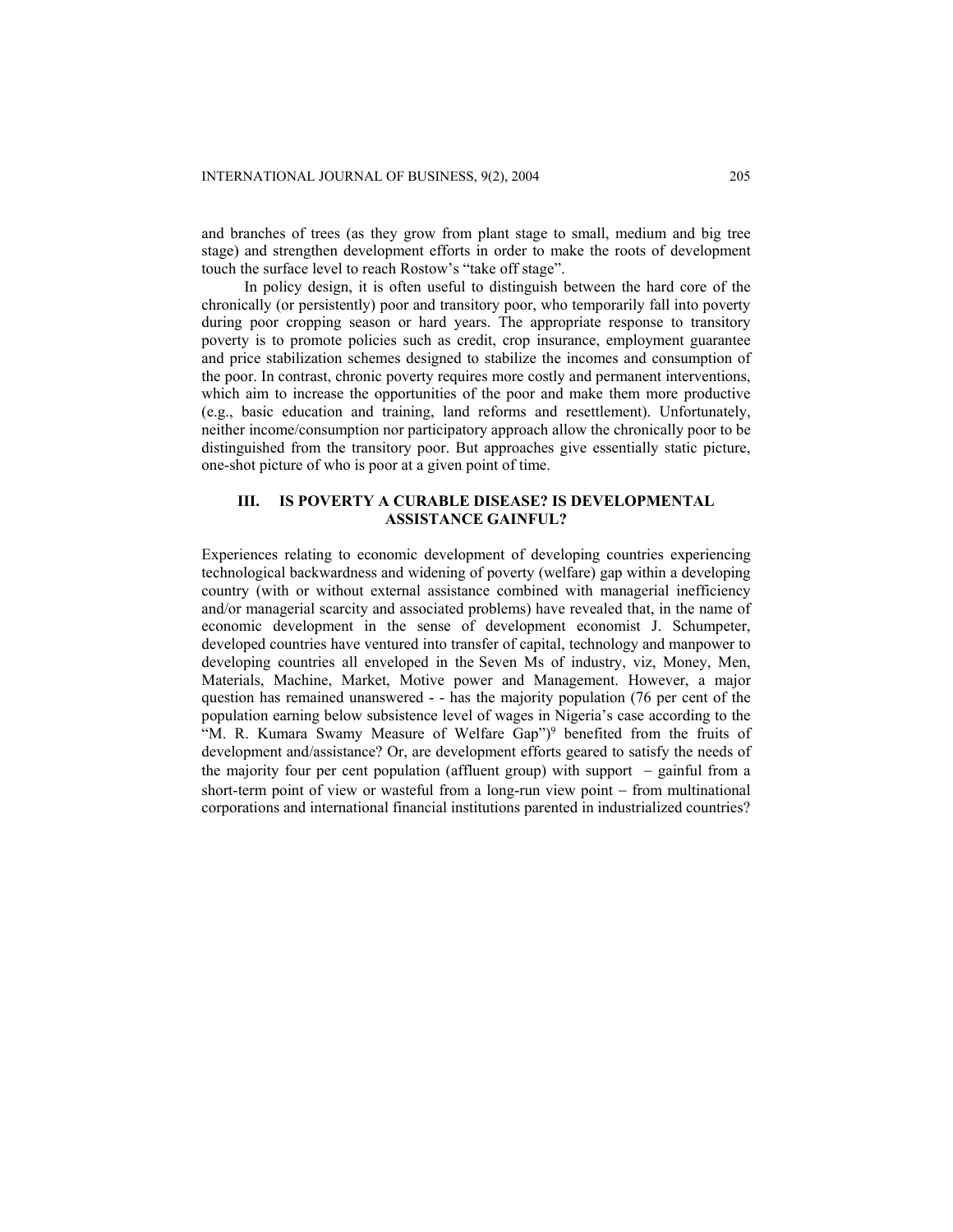and branches of trees (as they grow from plant stage to small, medium and big tree stage) and strengthen development efforts in order to make the roots of development touch the surface level to reach Rostow's "take off stage".

In policy design, it is often useful to distinguish between the hard core of the chronically (or persistently) poor and transitory poor, who temporarily fall into poverty during poor cropping season or hard years. The appropriate response to transitory poverty is to promote policies such as credit, crop insurance, employment guarantee and price stabilization schemes designed to stabilize the incomes and consumption of the poor. In contrast, chronic poverty requires more costly and permanent interventions, which aim to increase the opportunities of the poor and make them more productive (e.g., basic education and training, land reforms and resettlement). Unfortunately, neither income/consumption nor participatory approach allow the chronically poor to be distinguished from the transitory poor. But approaches give essentially static picture, one-shot picture of who is poor at a given point of time.

## III. IS POVERTY A CURABLE DISEASE? IS DEVELOPMENTAL ASSISTANCE GAINFUL?

Experiences relating to economic development of developing countries experiencing technological backwardness and widening of poverty (welfare) gap within a developing country (with or without external assistance combined with managerial inefficiency and/or managerial scarcity and associated problems) have revealed that, in the name of economic development in the sense of development economist J. Schumpeter, developed countries have ventured into transfer of capital, technology and manpower to developing countries all enveloped in the Seven Ms of industry, viz, Money, Men, Materials, Machine, Market, Motive power and Management. However, a major question has remained unanswered - - has the majority population (76 per cent of the population earning below subsistence level of wages in Nigeria's case according to the "M. R. Kumara Swamy Measure of Welfare Gap")[9] benefited from the fruits of development and/assistance? Or, are development efforts geared to satisfy the needs of the majority four per cent population (affluent group) with support – gainful from a short-term point of view or wasteful from a long-run view point – from multinational corporations and international financial institutions parented in industrialized countries?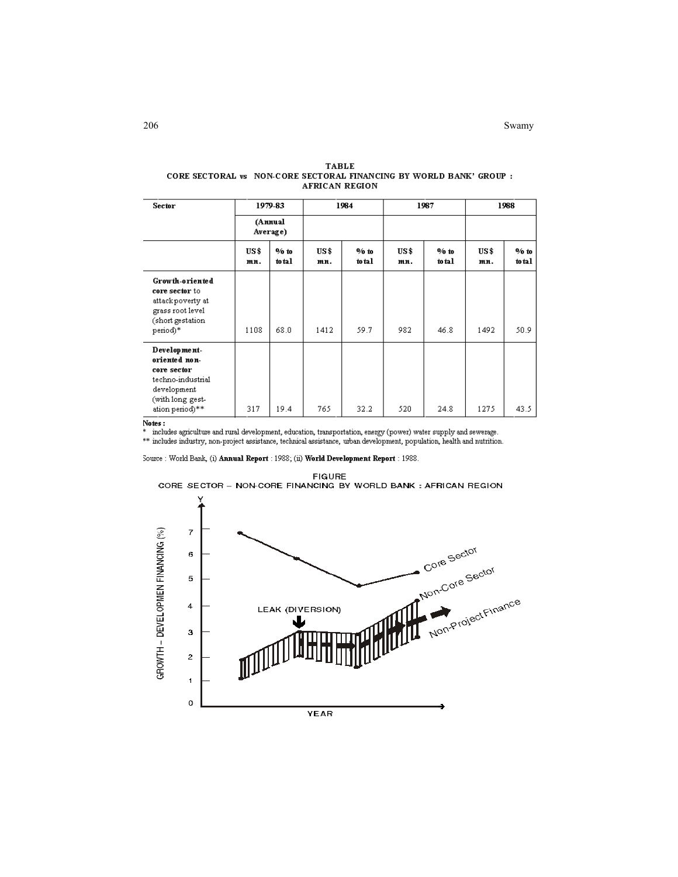**TABLE**
**CORE SECTORAL vs NON-CORE SECTORAL FINANCING BY WORLD BANK' GROUP : AFRICAN REGION**

| **Sector** | **1979-83** | | **1984** | | **1987** | | **1988** | |
|---|---|---|---|---|---|---|---|---|
| | **(Annual Average)** | | | | | | | |
| | **US$ mn.** | **% to total** | **US$ mn.** | **% to total** | **US$ mn.** | **% to total** | **US$ mn.** | **% to total** |
| **Growth-oriented core sector** to attack poverty at grass root level (short gestation period)* | 1108 | 68.0 | 1412 | 59.7 | 982 | 46.8 | 1492 | 50.9 |
| **Development-oriented non-core sector** techno-industrial development (with long gestation period)** | 317 | 19.4 | 765 | 32.2 | 520 | 24.8 | 1275 | 43.5 |

**Notes :**

\* includes agriculture and rural development, education, transportation, energy (power) water supply and sewerage.

\*\* includes industry, non-project assistance, technical assistance, urban development, population, health and nutrition.

Source : World Bank, (i) **Annual Report** : 1988; (ii) **World Development Report** : 1988.

FIGURE
CORE SECTOR – NON-CORE FINANCING BY WORLD BANK : AFRICAN REGION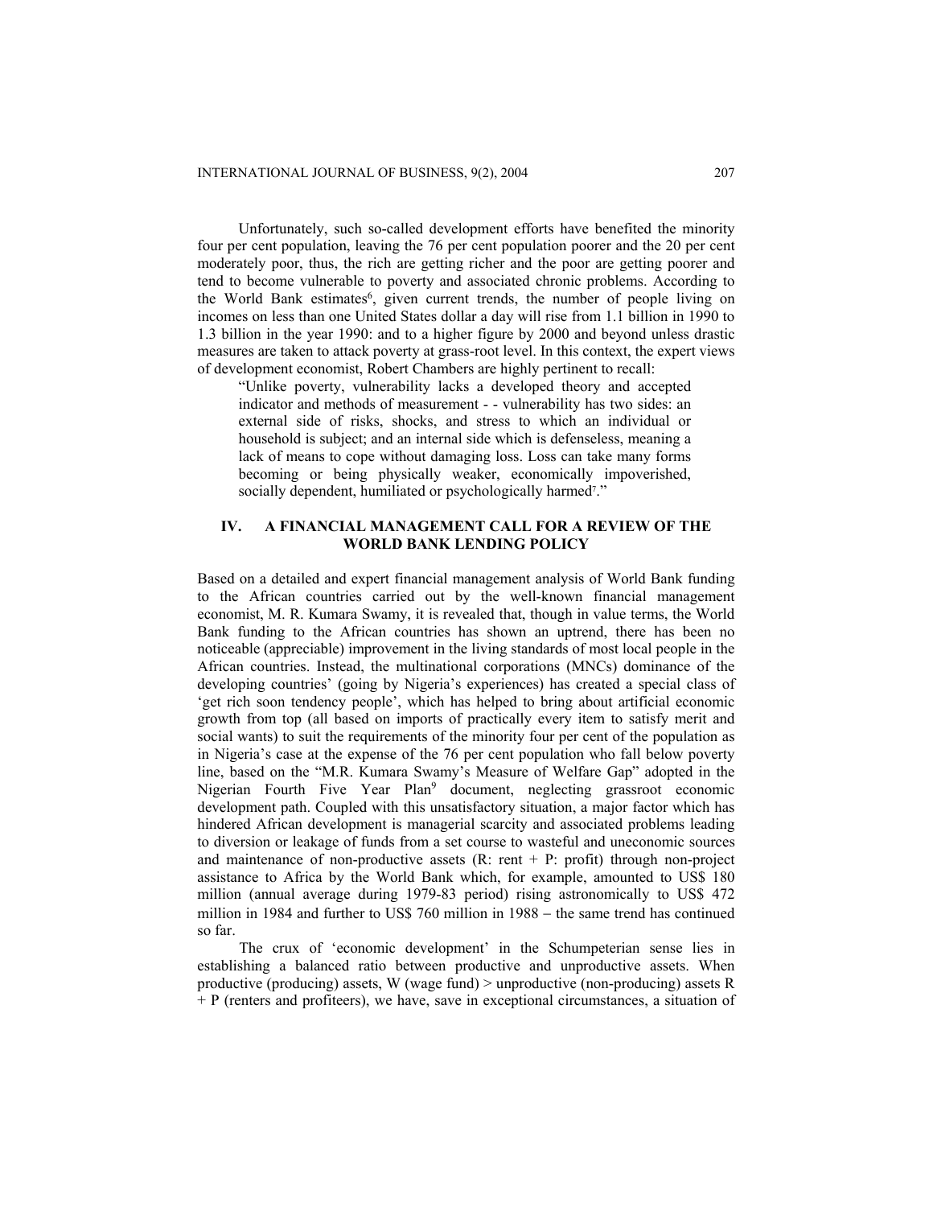Unfortunately, such so-called development efforts have benefited the minority four per cent population, leaving the 76 per cent population poorer and the 20 per cent moderately poor, thus, the rich are getting richer and the poor are getting poorer and tend to become vulnerable to poverty and associated chronic problems. According to the World Bank estimates[6], given current trends, the number of people living on incomes on less than one United States dollar a day will rise from 1.1 billion in 1990 to 1.3 billion in the year 1990: and to a higher figure by 2000 and beyond unless drastic measures are taken to attack poverty at grass-root level. In this context, the expert views of development economist, Robert Chambers are highly pertinent to recall:

> "Unlike poverty, vulnerability lacks a developed theory and accepted indicator and methods of measurement - - vulnerability has two sides: an external side of risks, shocks, and stress to which an individual or household is subject; and an internal side which is defenseless, meaning a lack of means to cope without damaging loss. Loss can take many forms becoming or being physically weaker, economically impoverished, socially dependent, humiliated or psychologically harmed[7]."

## IV. A FINANCIAL MANAGEMENT CALL FOR A REVIEW OF THE WORLD BANK LENDING POLICY

Based on a detailed and expert financial management analysis of World Bank funding to the African countries carried out by the well-known financial management economist, M. R. Kumara Swamy, it is revealed that, though in value terms, the World Bank funding to the African countries has shown an uptrend, there has been no noticeable (appreciable) improvement in the living standards of most local people in the African countries. Instead, the multinational corporations (MNCs) dominance of the developing countries' (going by Nigeria's experiences) has created a special class of 'get rich soon tendency people', which has helped to bring about artificial economic growth from top (all based on imports of practically every item to satisfy merit and social wants) to suit the requirements of the minority four per cent of the population as in Nigeria's case at the expense of the 76 per cent population who fall below poverty line, based on the "M.R. Kumara Swamy's Measure of Welfare Gap" adopted in the Nigerian Fourth Five Year Plan[9] document, neglecting grassroot economic development path. Coupled with this unsatisfactory situation, a major factor which has hindered African development is managerial scarcity and associated problems leading to diversion or leakage of funds from a set course to wasteful and uneconomic sources and maintenance of non-productive assets (R: rent + P: profit) through non-project assistance to Africa by the World Bank which, for example, amounted to US$ 180 million (annual average during 1979-83 period) rising astronomically to US$ 472 million in 1984 and further to US$ 760 million in 1988 – the same trend has continued so far.

The crux of 'economic development' in the Schumpeterian sense lies in establishing a balanced ratio between productive and unproductive assets. When productive (producing) assets, W (wage fund) > unproductive (non-producing) assets R + P (renters and profiteers), we have, save in exceptional circumstances, a situation of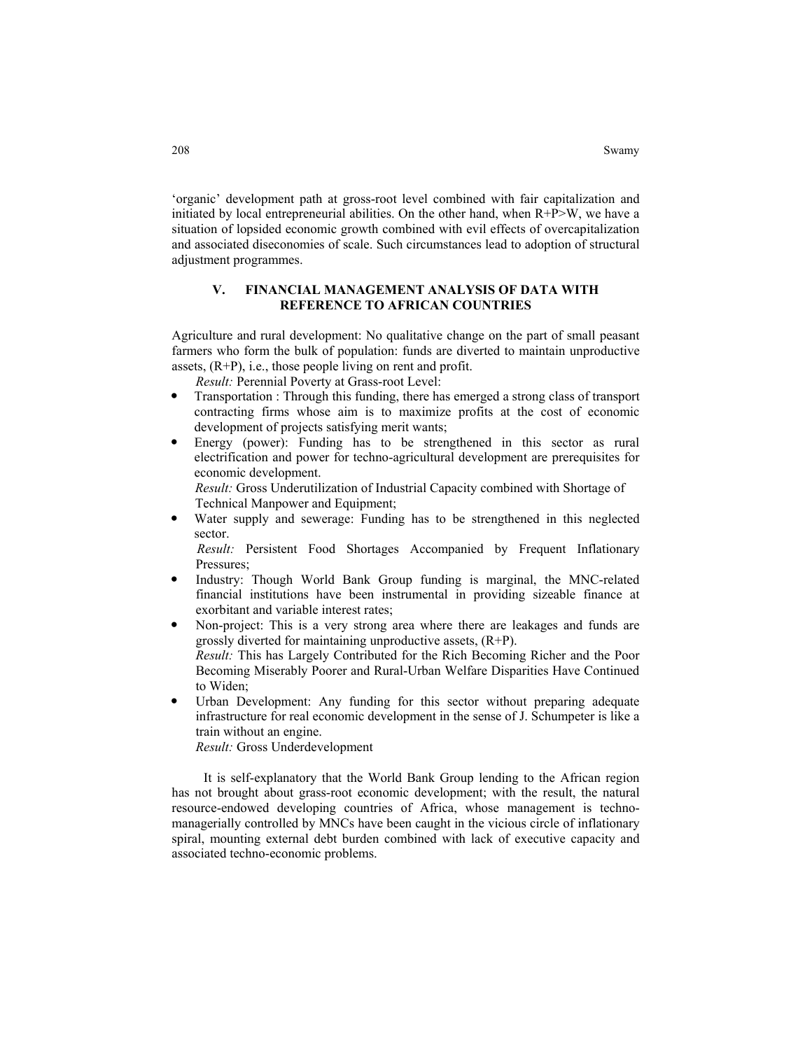'organic' development path at gross-root level combined with fair capitalization and initiated by local entrepreneurial abilities. On the other hand, when $R+P>W$, we have a situation of lopsided economic growth combined with evil effects of overcapitalization and associated diseconomies of scale. Such circumstances lead to adoption of structural adjustment programmes.

## V. FINANCIAL MANAGEMENT ANALYSIS OF DATA WITH REFERENCE TO AFRICAN COUNTRIES

Agriculture and rural development: No qualitative change on the part of small peasant farmers who form the bulk of population: funds are diverted to maintain unproductive assets, (R+P), i.e., those people living on rent and profit.

*Result:* Perennial Poverty at Grass-root Level:

- Transportation : Through this funding, there has emerged a strong class of transport contracting firms whose aim is to maximize profits at the cost of economic development of projects satisfying merit wants;
- Energy (power): Funding has to be strengthened in this sector as rural electrification and power for techno-agricultural development are prerequisites for economic development.
  *Result:* Gross Underutilization of Industrial Capacity combined with Shortage of Technical Manpower and Equipment;
- Water supply and sewerage: Funding has to be strengthened in this neglected sector.
  *Result:* Persistent Food Shortages Accompanied by Frequent Inflationary Pressures;
- Industry: Though World Bank Group funding is marginal, the MNC-related financial institutions have been instrumental in providing sizeable finance at exorbitant and variable interest rates;
- Non-project: This is a very strong area where there are leakages and funds are grossly diverted for maintaining unproductive assets, (R+P).
  *Result:* This has Largely Contributed for the Rich Becoming Richer and the Poor Becoming Miserably Poorer and Rural-Urban Welfare Disparities Have Continued to Widen;
- Urban Development: Any funding for this sector without preparing adequate infrastructure for real economic development in the sense of J. Schumpeter is like a train without an engine.
  *Result:* Gross Underdevelopment

It is self-explanatory that the World Bank Group lending to the African region has not brought about grass-root economic development; with the result, the natural resource-endowed developing countries of Africa, whose management is techno-managerially controlled by MNCs have been caught in the vicious circle of inflationary spiral, mounting external debt burden combined with lack of executive capacity and associated techno-economic problems.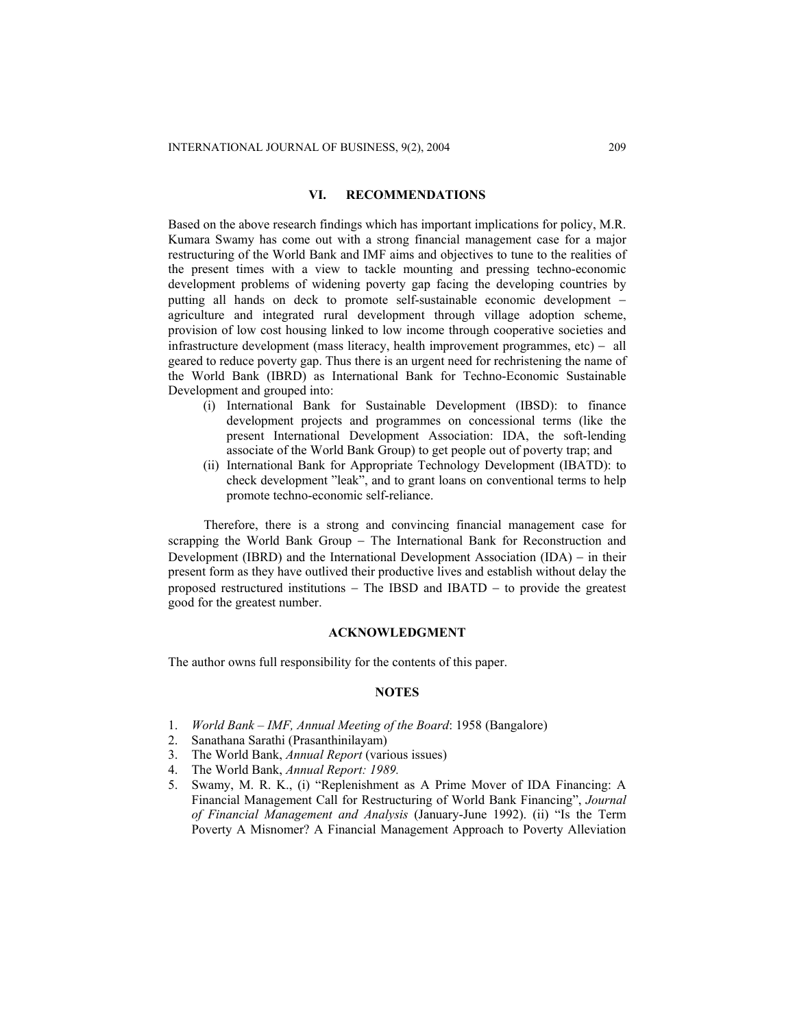## VI. RECOMMENDATIONS

Based on the above research findings which has important implications for policy, M.R. Kumara Swamy has come out with a strong financial management case for a major restructuring of the World Bank and IMF aims and objectives to tune to the realities of the present times with a view to tackle mounting and pressing techno-economic development problems of widening poverty gap facing the developing countries by putting all hands on deck to promote self-sustainable economic development – agriculture and integrated rural development through village adoption scheme, provision of low cost housing linked to low income through cooperative societies and infrastructure development (mass literacy, health improvement programmes, etc) – all geared to reduce poverty gap. Thus there is an urgent need for rechristening the name of the World Bank (IBRD) as International Bank for Techno-Economic Sustainable Development and grouped into:

(i) International Bank for Sustainable Development (IBSD): to finance development projects and programmes on concessional terms (like the present International Development Association: IDA, the soft-lending associate of the World Bank Group) to get people out of poverty trap; and
(ii) International Bank for Appropriate Technology Development (IBATD): to check development "leak", and to grant loans on conventional terms to help promote techno-economic self-reliance.

Therefore, there is a strong and convincing financial management case for scrapping the World Bank Group – The International Bank for Reconstruction and Development (IBRD) and the International Development Association (IDA) – in their present form as they have outlived their productive lives and establish without delay the proposed restructured institutions – The IBSD and IBATD – to provide the greatest good for the greatest number.

## ACKNOWLEDGMENT

The author owns full responsibility for the contents of this paper.

## NOTES

1. *World Bank – IMF, Annual Meeting of the Board*: 1958 (Bangalore)
2. Sanathana Sarathi (Prasanthinilayam)
3. The World Bank, *Annual Report* (various issues)
4. The World Bank, *Annual Report: 1989.*
5. Swamy, M. R. K., (i) "Replenishment as A Prime Mover of IDA Financing: A Financial Management Call for Restructuring of World Bank Financing", *Journal of Financial Management and Analysis* (January-June 1992). (ii) "Is the Term Poverty A Misnomer? A Financial Management Approach to Poverty Alleviation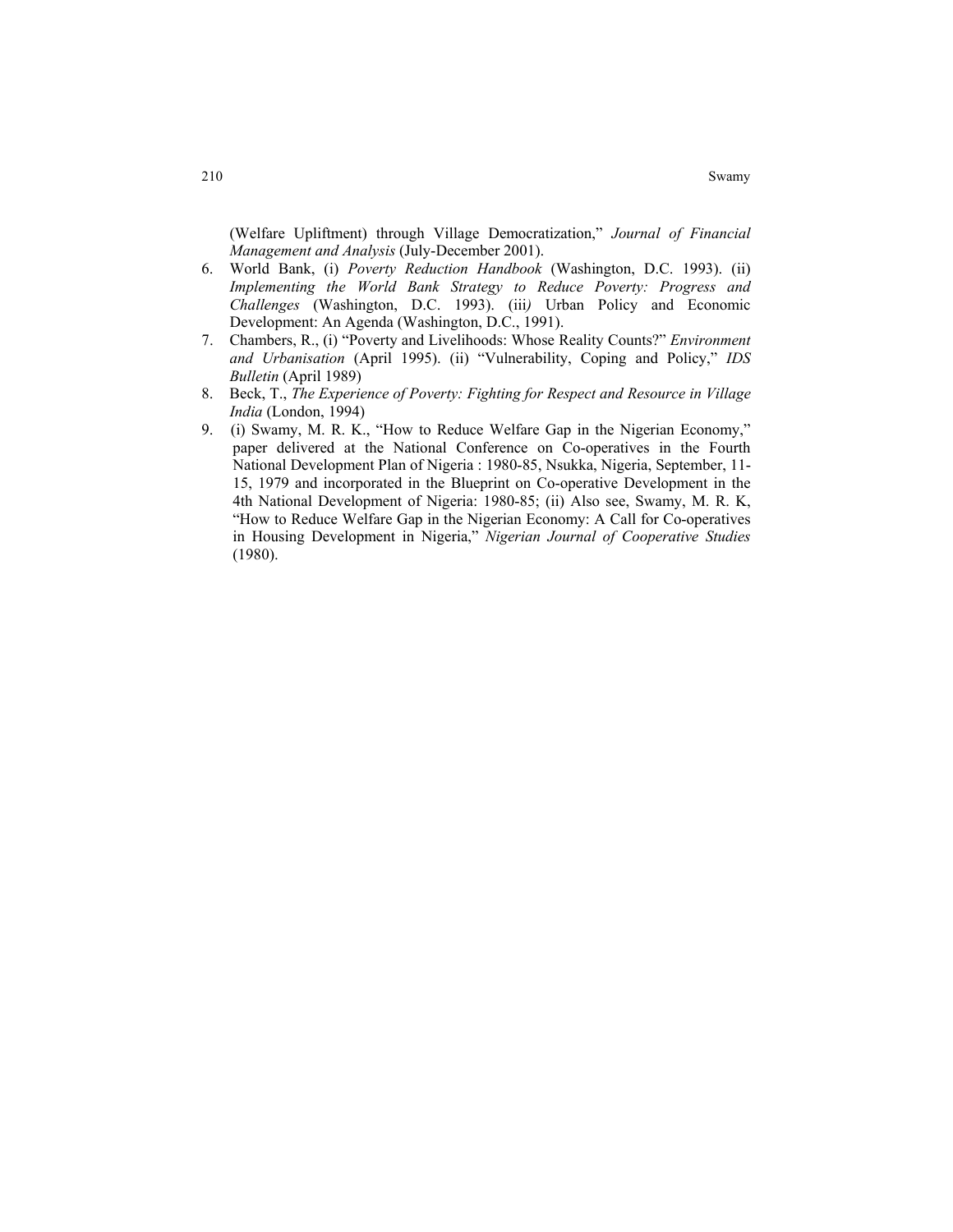(Welfare Upliftment) through Village Democratization," *Journal of Financial Management and Analysis* (July-December 2001).

6. World Bank, (i) *Poverty Reduction Handbook* (Washington, D.C. 1993). (ii) *Implementing the World Bank Strategy to Reduce Poverty: Progress and Challenges* (Washington, D.C. 1993). (iii) Urban Policy and Economic Development: An Agenda (Washington, D.C., 1991).
7. Chambers, R., (i) "Poverty and Livelihoods: Whose Reality Counts?" *Environment and Urbanisation* (April 1995). (ii) "Vulnerability, Coping and Policy," *IDS Bulletin* (April 1989)
8. Beck, T., *The Experience of Poverty: Fighting for Respect and Resource in Village India* (London, 1994)
9. (i) Swamy, M. R. K., "How to Reduce Welfare Gap in the Nigerian Economy," paper delivered at the National Conference on Co-operatives in the Fourth National Development Plan of Nigeria : 1980-85, Nsukka, Nigeria, September, 11-15, 1979 and incorporated in the Blueprint on Co-operative Development in the 4th National Development of Nigeria: 1980-85; (ii) Also see, Swamy, M. R. K, "How to Reduce Welfare Gap in the Nigerian Economy: A Call for Co-operatives in Housing Development in Nigeria," *Nigerian Journal of Cooperative Studies* (1980).